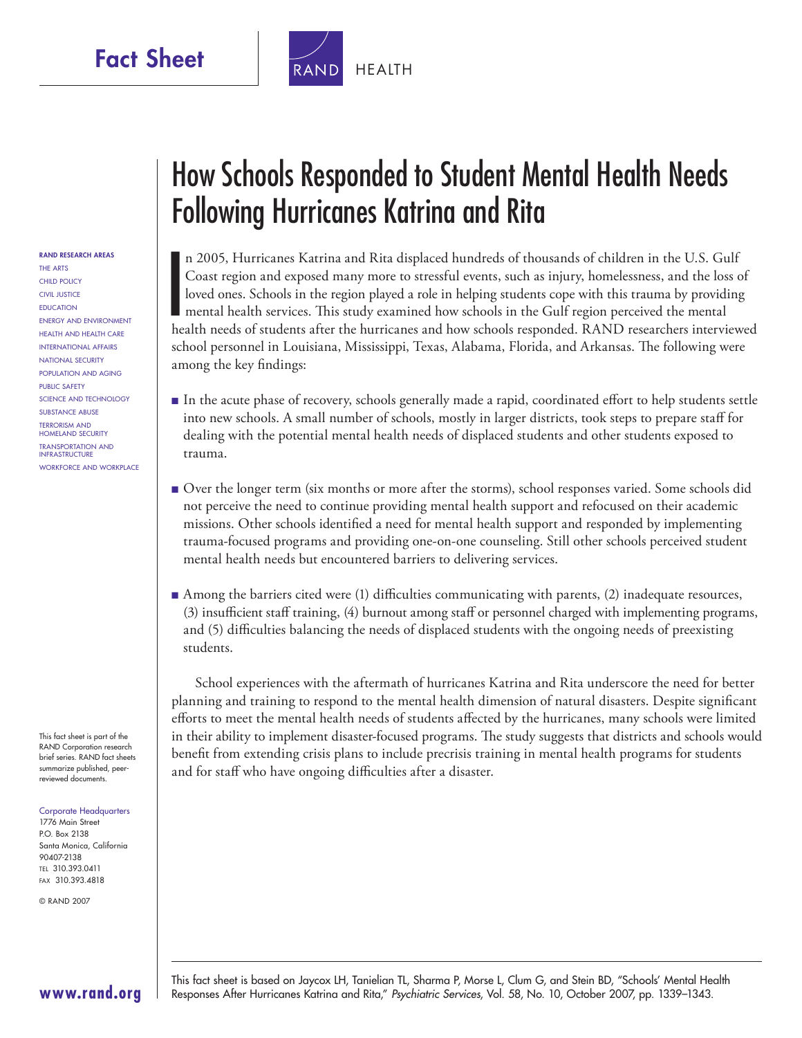# Fact Sheet

RAND HEALTH

# How Schools Responded to Student Mental Health Needs Following Hurricanes Katrina and Rita

In 2005, Hurricanes Katrina and Rita displaced hundreds of thousands of children in the U.S. Gulf Coast region and exposed many more to stressful events, such as injury, homelessness, and the loss of loved ones. Schools in the region played a role in helping students cope with this trauma by providing mental health services. This study examined how schools in the Gulf region perceived the mental health needs of students after the hurricanes and how schools responded. RAND researchers interviewed school personnel in Louisiana, Mississippi, Texas, Alabama, Florida, and Arkansas. The following were among the key findings:

- In the acute phase of recovery, schools generally made a rapid, coordinated effort to help students settle into new schools. A small number of schools, mostly in larger districts, took steps to prepare staff for dealing with the potential mental health needs of displaced students and other students exposed to trauma.
- Over the longer term (six months or more after the storms), school responses varied. Some schools did not perceive the need to continue providing mental health support and refocused on their academic missions. Other schools identified a need for mental health support and responded by implementing trauma-focused programs and providing one-on-one counseling. Still other schools perceived student mental health needs but encountered barriers to delivering services.
- Among the barriers cited were (1) difficulties communicating with parents, (2) inadequate resources, (3) insufficient staff training, (4) burnout among staff or personnel charged with implementing programs, and (5) difficulties balancing the needs of displaced students with the ongoing needs of preexisting students.

School experiences with the aftermath of hurricanes Katrina and Rita underscore the need for better planning and training to respond to the mental health dimension of natural disasters. Despite significant efforts to meet the mental health needs of students affected by the hurricanes, many schools were limited in their ability to implement disaster-focused programs. The study suggests that districts and schools would benefit from extending crisis plans to include precrisis training in mental health programs for students and for staff who have ongoing difficulties after a disaster.

This fact sheet is based on Jaycox LH, Tanielian TL, Sharma P, Morse L, Clum G, and Stein BD, "Schools' Mental Health Responses After Hurricanes Katrina and Rita," *Psychiatric Services*, Vol. 58, No. 10, October 2007, pp. 1339–1343.

**RAND RESEARCH AREAS**
THE ARTS
CHILD POLICY
CIVIL JUSTICE
EDUCATION
ENERGY AND ENVIRONMENT
HEALTH AND HEALTH CARE
INTERNATIONAL AFFAIRS
NATIONAL SECURITY
POPULATION AND AGING
PUBLIC SAFETY
SCIENCE AND TECHNOLOGY
SUBSTANCE ABUSE
TERRORISM AND HOMELAND SECURITY
TRANSPORTATION AND INFRASTRUCTURE
WORKFORCE AND WORKPLACE

This fact sheet is part of the RAND Corporation research brief series. RAND fact sheets summarize published, peer-reviewed documents.

Corporate Headquarters
1776 Main Street
P.O. Box 2138
Santa Monica, California
90407-2138
TEL 310.393.0411
FAX 310.393.4818

© RAND 2007

**www.rand.org**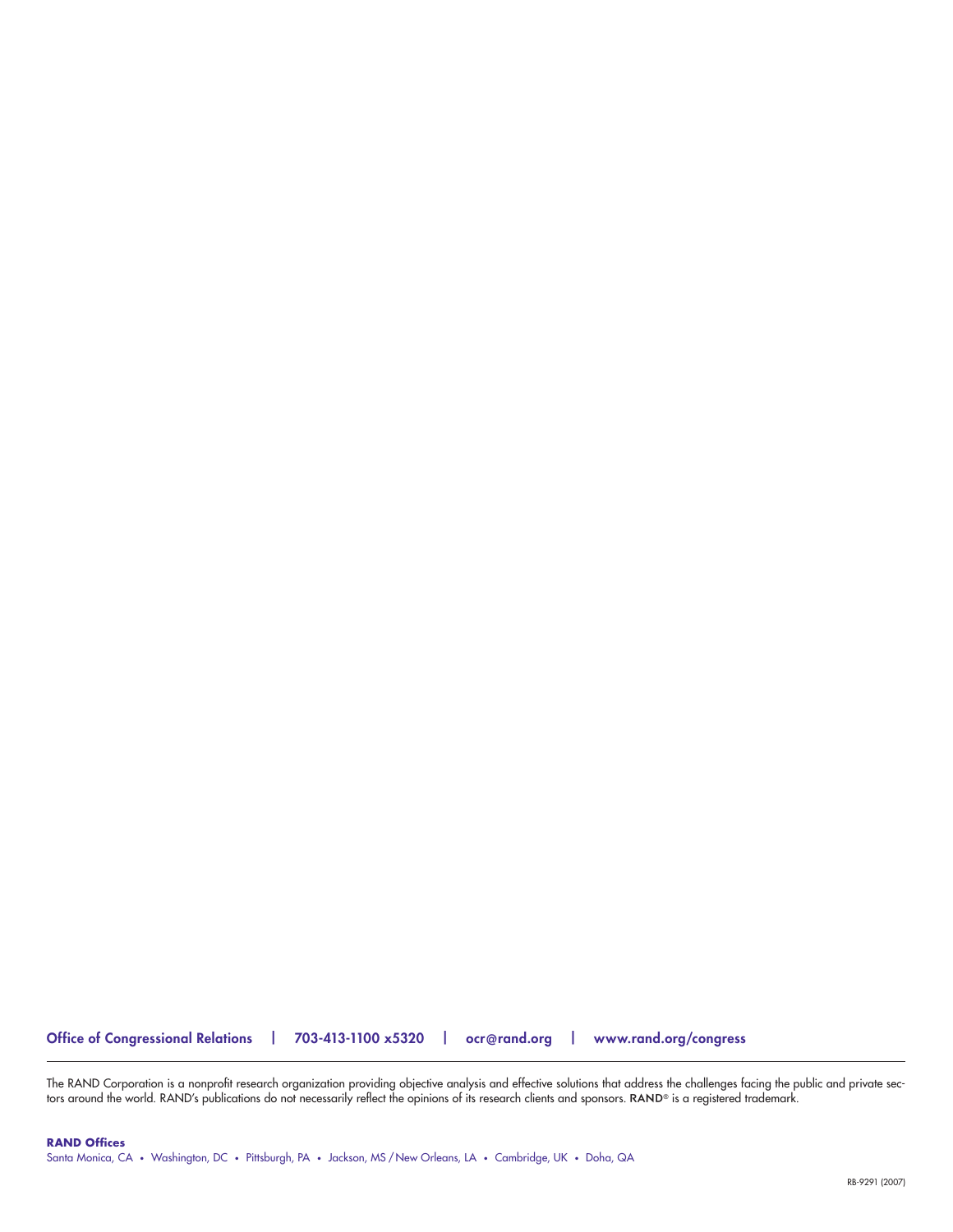Office of Congressional Relations | 703-413-1100 x5320 | ocr@rand.org | www.rand.org/congress

The RAND Corporation is a nonprofit research organization providing objective analysis and effective solutions that address the challenges facing the public and private sectors around the world. RAND's publications do not necessarily reflect the opinions of its research clients and sponsors. RAND® is a registered trademark.

**RAND Offices**

Santa Monica, CA • Washington, DC • Pittsburgh, PA • Jackson, MS / New Orleans, LA • Cambridge, UK • Doha, QA

RB-9291 (2007)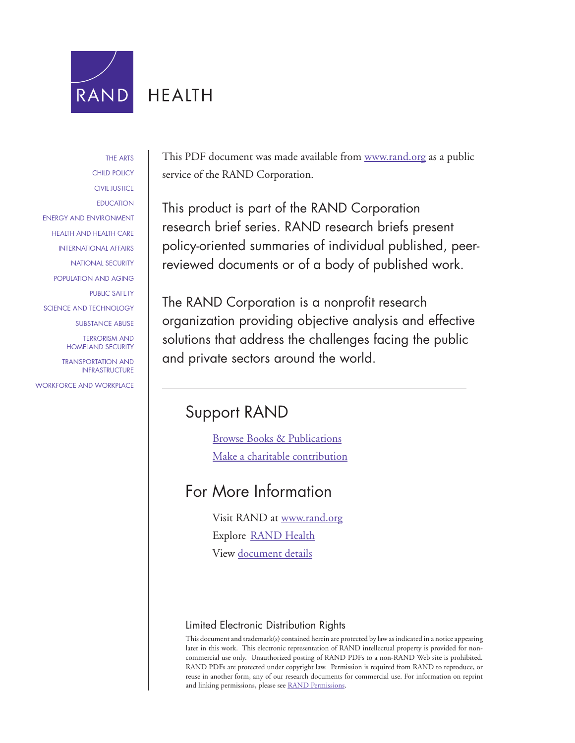RAND HEALTH

THE ARTS
CHILD POLICY
CIVIL JUSTICE
EDUCATION
ENERGY AND ENVIRONMENT
HEALTH AND HEALTH CARE
INTERNATIONAL AFFAIRS
NATIONAL SECURITY
POPULATION AND AGING
PUBLIC SAFETY
SCIENCE AND TECHNOLOGY
SUBSTANCE ABUSE
TERRORISM AND HOMELAND SECURITY
TRANSPORTATION AND INFRASTRUCTURE
WORKFORCE AND WORKPLACE

This PDF document was made available from [www.rand.org](www.rand.org) as a public service of the RAND Corporation.

This product is part of the RAND Corporation research brief series. RAND research briefs present policy-oriented summaries of individual published, peer-reviewed documents or of a body of published work.

The RAND Corporation is a nonprofit research organization providing objective analysis and effective solutions that address the challenges facing the public and private sectors around the world.

## Support RAND

Browse Books & Publications

Make a charitable contribution

## For More Information

Visit RAND at www.rand.org

Explore RAND Health

View document details

### Limited Electronic Distribution Rights

This document and trademark(s) contained herein are protected by law as indicated in a notice appearing later in this work. This electronic representation of RAND intellectual property is provided for non-commercial use only. Unauthorized posting of RAND PDFs to a non-RAND Web site is prohibited. RAND PDFs are protected under copyright law. Permission is required from RAND to reproduce, or reuse in another form, any of our research documents for commercial use. For information on reprint and linking permissions, please see RAND Permissions.